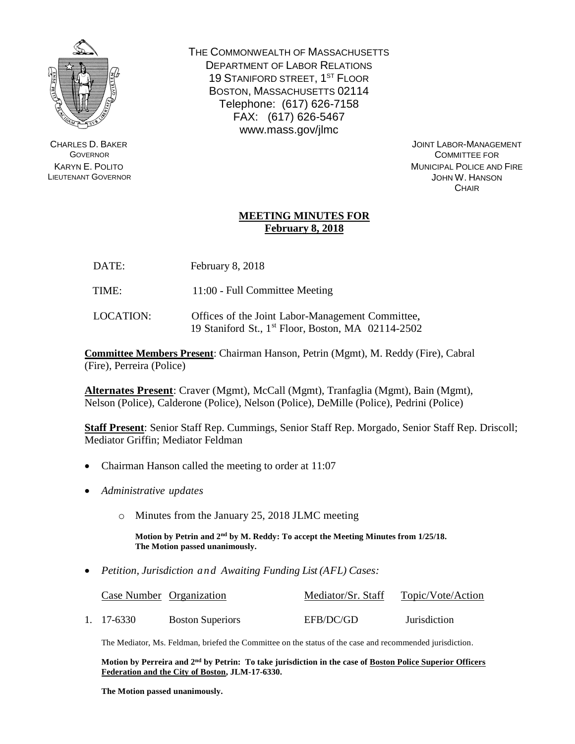THE COMMONWEALTH OF MASSACHUSETTS
DEPARTMENT OF LABOR RELATIONS
19 STANIFORD STREET, 1ST FLOOR
BOSTON, MASSACHUSETTS 02114
Telephone: (617) 626-7158
FAX: (617) 626-5467
www.mass.gov/jlmc

CHARLES D. BAKER
GOVERNOR
KARYN E. POLITO
LIEUTENANT GOVERNOR

JOINT LABOR-MANAGEMENT
COMMITTEE FOR
MUNICIPAL POLICE AND FIRE
JOHN W. HANSON
CHAIR

## MEETING MINUTES FOR February 8, 2018

DATE: February 8, 2018

TIME: 11:00 - Full Committee Meeting

LOCATION: Offices of the Joint Labor-Management Committee, 19 Staniford St., 1st Floor, Boston, MA 02114-2502

**Committee Members Present**: Chairman Hanson, Petrin (Mgmt), M. Reddy (Fire), Cabral (Fire), Perreira (Police)

**Alternates Present**: Craver (Mgmt), McCall (Mgmt), Tranfaglia (Mgmt), Bain (Mgmt), Nelson (Police), Calderone (Police), Nelson (Police), DeMille (Police), Pedrini (Police)

**Staff Present**: Senior Staff Rep. Cummings, Senior Staff Rep. Morgado, Senior Staff Rep. Driscoll; Mediator Griffin; Mediator Feldman

- Chairman Hanson called the meeting to order at 11:07
- *Administrative updates*
  - Minutes from the January 25, 2018 JLMC meeting

    **Motion by Petrin and 2nd by M. Reddy: To accept the Meeting Minutes from 1/25/18. The Motion passed unanimously.**

- *Petition, Jurisdiction and Awaiting Funding List (AFL) Cases:*

| | Case Number | Organization | Mediator/Sr. Staff | Topic/Vote/Action |
|---|---|---|---|---|
| 1. | 17-6330 | Boston Superiors | EFB/DC/GD | Jurisdiction |

The Mediator, Ms. Feldman, briefed the Committee on the status of the case and recommended jurisdiction.

**Motion by Perreira and 2nd by Petrin: To take jurisdiction in the case of Boston Police Superior Officers Federation and the City of Boston, JLM-17-6330.**

**The Motion passed unanimously.**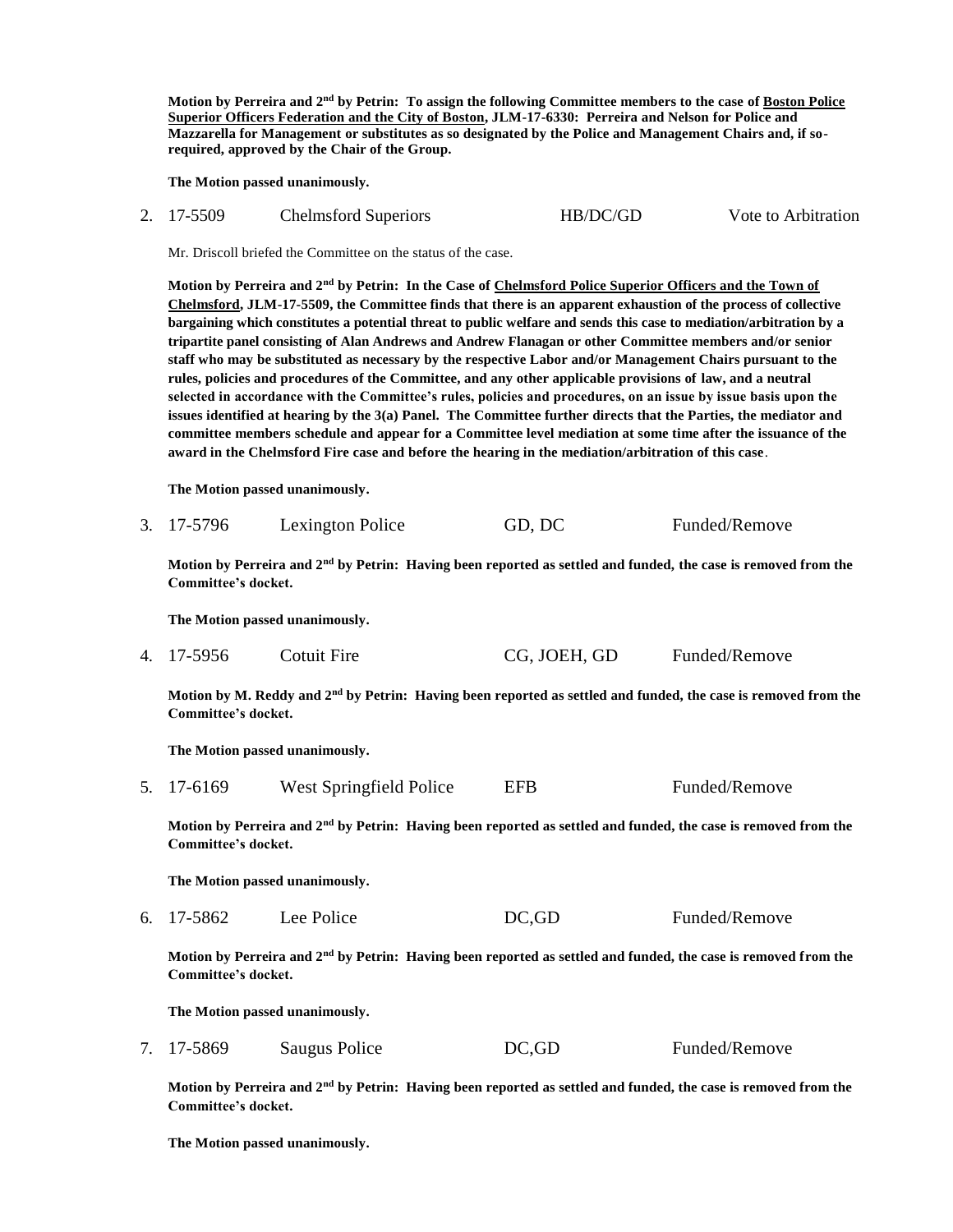**Motion by Perreira and 2nd by Petrin: To assign the following Committee members to the case of Boston Police Superior Officers Federation and the City of Boston, JLM-17-6330: Perreira and Nelson for Police and Mazzarella for Management or substitutes as so designated by the Police and Management Chairs and, if so-required, approved by the Chair of the Group.**

**The Motion passed unanimously.**

2. 17-5509 Chelmsford Superiors HB/DC/GD Vote to Arbitration

Mr. Driscoll briefed the Committee on the status of the case.

**Motion by Perreira and 2nd by Petrin: In the Case of Chelmsford Police Superior Officers and the Town of Chelmsford, JLM-17-5509, the Committee finds that there is an apparent exhaustion of the process of collective bargaining which constitutes a potential threat to public welfare and sends this case to mediation/arbitration by a tripartite panel consisting of Alan Andrews and Andrew Flanagan or other Committee members and/or senior staff who may be substituted as necessary by the respective Labor and/or Management Chairs pursuant to the rules, policies and procedures of the Committee, and any other applicable provisions of law, and a neutral selected in accordance with the Committee's rules, policies and procedures, on an issue by issue basis upon the issues identified at hearing by the 3(a) Panel. The Committee further directs that the Parties, the mediator and committee members schedule and appear for a Committee level mediation at some time after the issuance of the award in the Chelmsford Fire case and before the hearing in the mediation/arbitration of this case.**

**The Motion passed unanimously.**

3. 17-5796 Lexington Police GD, DC Funded/Remove

**Motion by Perreira and 2nd by Petrin: Having been reported as settled and funded, the case is removed from the Committee's docket.**

**The Motion passed unanimously.**

4. 17-5956 Cotuit Fire CG, JOEH, GD Funded/Remove

**Motion by M. Reddy and 2nd by Petrin: Having been reported as settled and funded, the case is removed from the Committee's docket.**

**The Motion passed unanimously.**

5. 17-6169 West Springfield Police EFB Funded/Remove

**Motion by Perreira and 2nd by Petrin: Having been reported as settled and funded, the case is removed from the Committee's docket.**

**The Motion passed unanimously.**

6. 17-5862 Lee Police DC,GD Funded/Remove

**Motion by Perreira and 2nd by Petrin: Having been reported as settled and funded, the case is removed from the Committee's docket.**

**The Motion passed unanimously.**

7. 17-5869 Saugus Police DC,GD Funded/Remove

**Motion by Perreira and 2nd by Petrin: Having been reported as settled and funded, the case is removed from the Committee's docket.**

**The Motion passed unanimously.**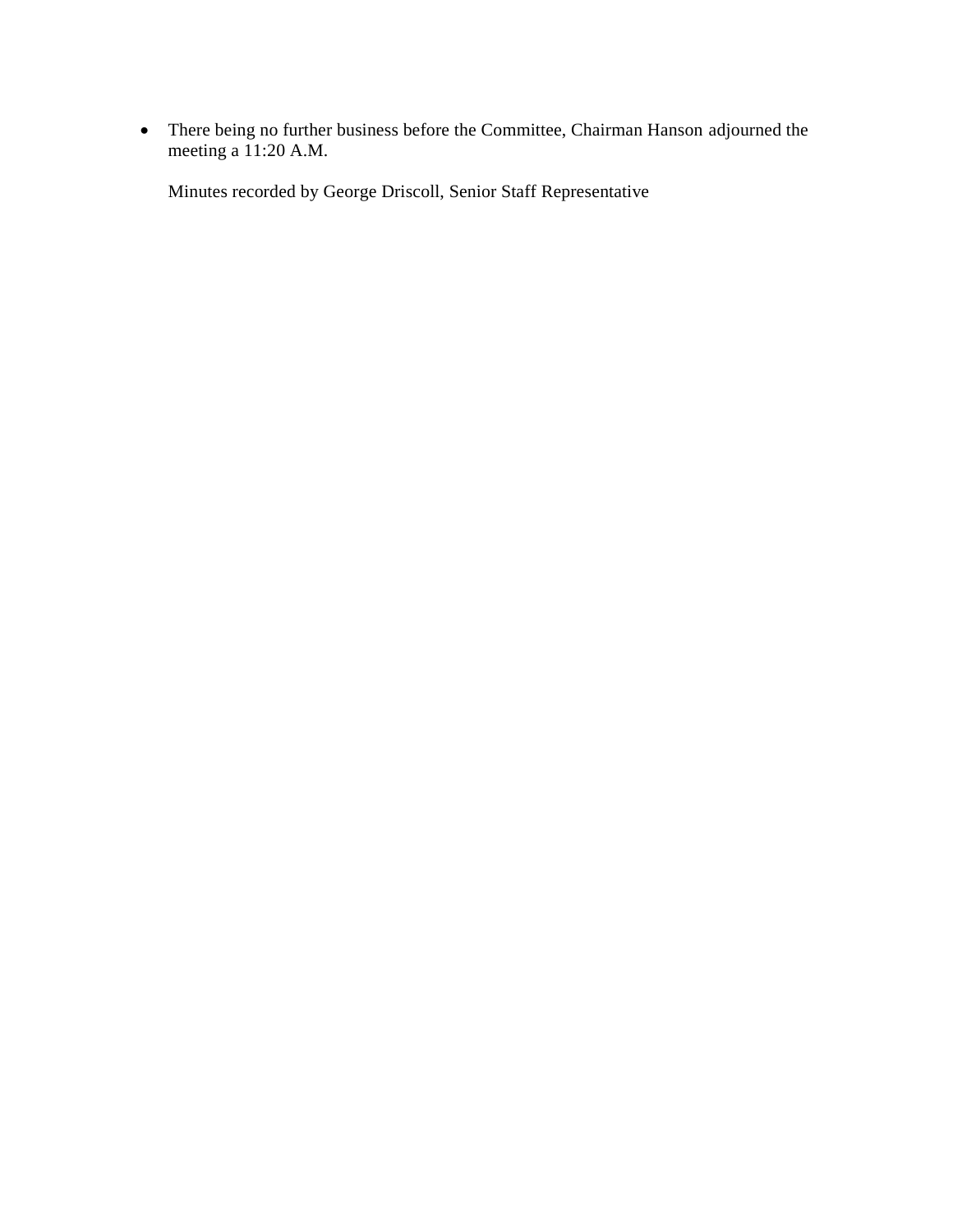- There being no further business before the Committee, Chairman Hanson adjourned the meeting a 11:20 A.M.

  Minutes recorded by George Driscoll, Senior Staff Representative